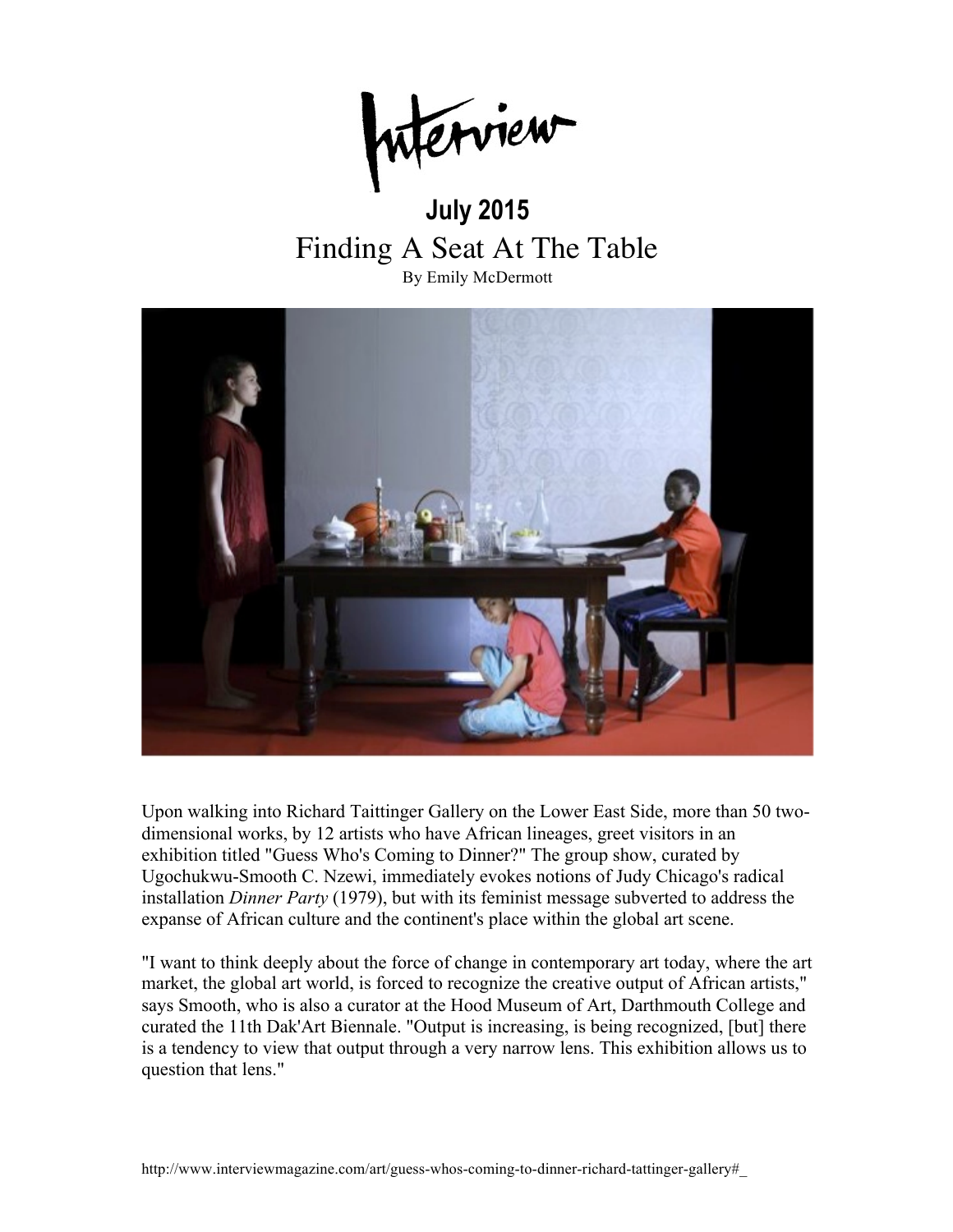# Interview

**July 2015**

## Finding A Seat At The Table

By Emily McDermott

Upon walking into Richard Taittinger Gallery on the Lower East Side, more than 50 two-dimensional works, by 12 artists who have African lineages, greet visitors in an exhibition titled "Guess Who's Coming to Dinner?" The group show, curated by Ugochukwu-Smooth C. Nzewi, immediately evokes notions of Judy Chicago's radical installation *Dinner Party* (1979), but with its feminist message subverted to address the expanse of African culture and the continent's place within the global art scene.

"I want to think deeply about the force of change in contemporary art today, where the art market, the global art world, is forced to recognize the creative output of African artists," says Smooth, who is also a curator at the Hood Museum of Art, Darthmouth College and curated the 11th Dak'Art Biennale. "Output is increasing, is being recognized, [but] there is a tendency to view that output through a very narrow lens. This exhibition allows us to question that lens."

http://www.interviewmagazine.com/art/guess-whos-coming-to-dinner-richard-tattinger-gallery#_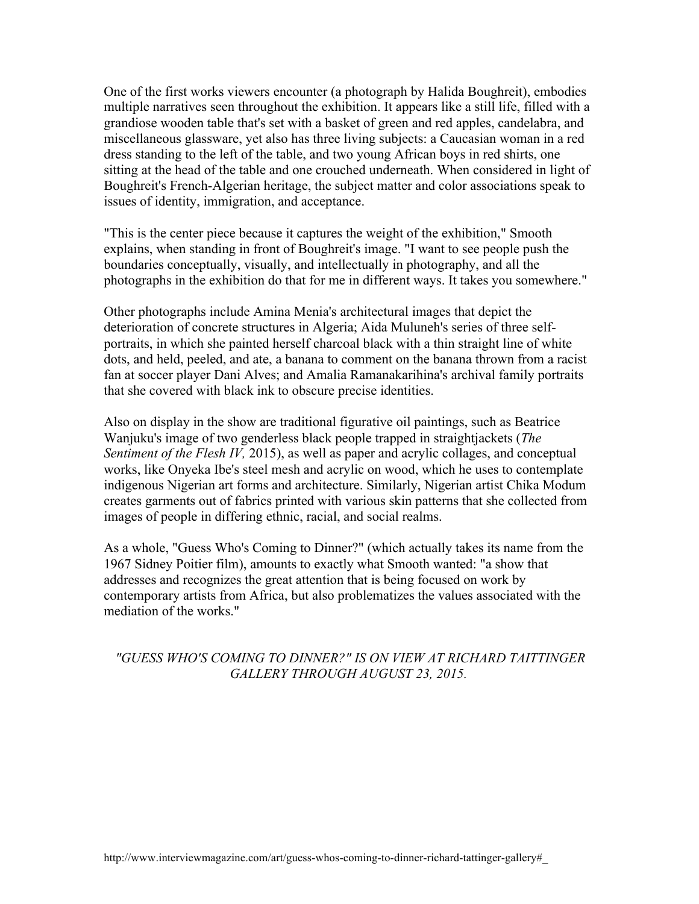One of the first works viewers encounter (a photograph by Halida Boughreit), embodies multiple narratives seen throughout the exhibition. It appears like a still life, filled with a grandiose wooden table that's set with a basket of green and red apples, candelabra, and miscellaneous glassware, yet also has three living subjects: a Caucasian woman in a red dress standing to the left of the table, and two young African boys in red shirts, one sitting at the head of the table and one crouched underneath. When considered in light of Boughreit's French-Algerian heritage, the subject matter and color associations speak to issues of identity, immigration, and acceptance.

"This is the center piece because it captures the weight of the exhibition," Smooth explains, when standing in front of Boughreit's image. "I want to see people push the boundaries conceptually, visually, and intellectually in photography, and all the photographs in the exhibition do that for me in different ways. It takes you somewhere."

Other photographs include Amina Menia's architectural images that depict the deterioration of concrete structures in Algeria; Aida Muluneh's series of three self-portraits, in which she painted herself charcoal black with a thin straight line of white dots, and held, peeled, and ate, a banana to comment on the banana thrown from a racist fan at soccer player Dani Alves; and Amalia Ramanakarihina's archival family portraits that she covered with black ink to obscure precise identities.

Also on display in the show are traditional figurative oil paintings, such as Beatrice Wanjuku's image of two genderless black people trapped in straightjackets (*The Sentiment of the Flesh IV,* 2015), as well as paper and acrylic collages, and conceptual works, like Onyeka Ibe's steel mesh and acrylic on wood, which he uses to contemplate indigenous Nigerian art forms and architecture. Similarly, Nigerian artist Chika Modum creates garments out of fabrics printed with various skin patterns that she collected from images of people in differing ethnic, racial, and social realms.

As a whole, "Guess Who's Coming to Dinner?" (which actually takes its name from the 1967 Sidney Poitier film), amounts to exactly what Smooth wanted: "a show that addresses and recognizes the great attention that is being focused on work by contemporary artists from Africa, but also problematizes the values associated with the mediation of the works."

*"GUESS WHO'S COMING TO DINNER?" IS ON VIEW AT RICHARD TAITTINGER GALLERY THROUGH AUGUST 23, 2015.*

http://www.interviewmagazine.com/art/guess-whos-coming-to-dinner-richard-tattinger-gallery#_